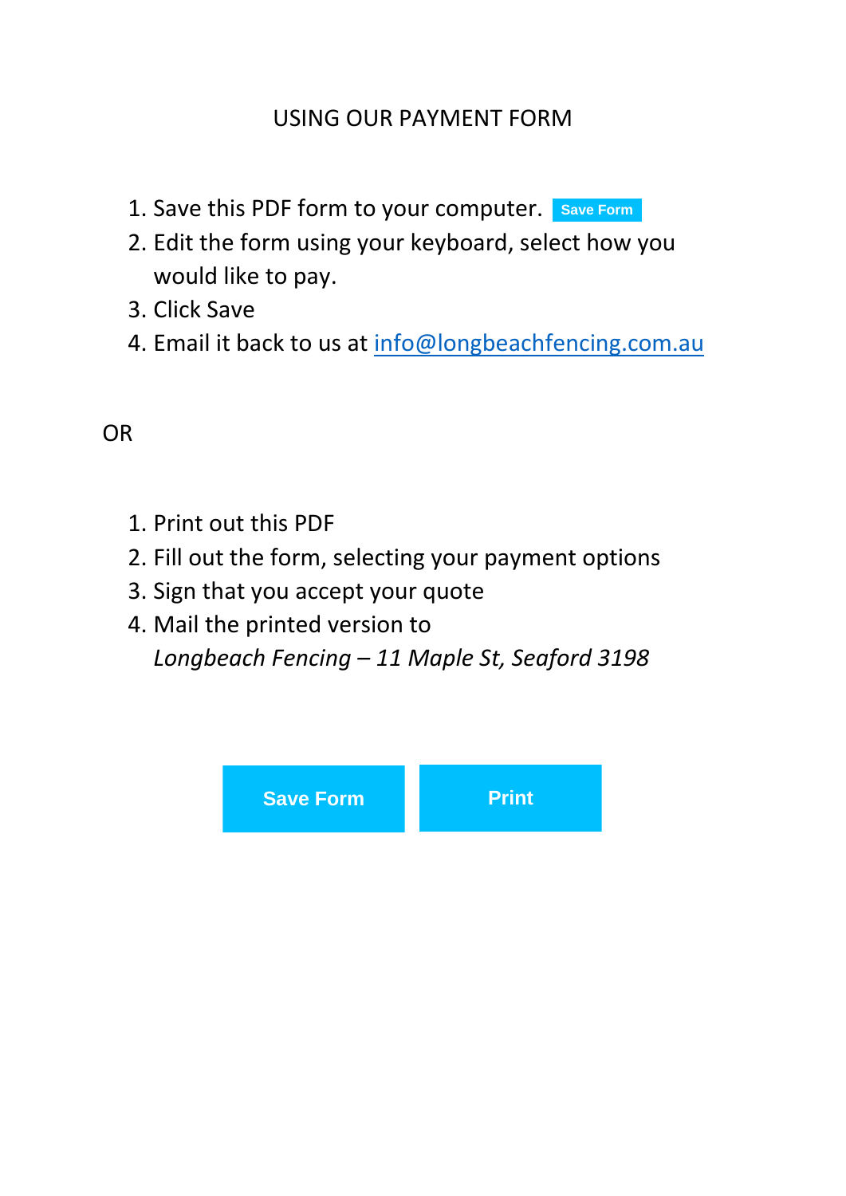# USING OUR PAYMENT FORM

1. Save this PDF form to your computer. Save Form
2. Edit the form using your keyboard, select how you would like to pay.
3. Click Save
4. Email it back to us at info@longbeachfencing.com.au

OR

1. Print out this PDF
2. Fill out the form, selecting your payment options
3. Sign that you accept your quote
4. Mail the printed version to
   *Longbeach Fencing – 11 Maple St, Seaford 3198*

Save Form | Print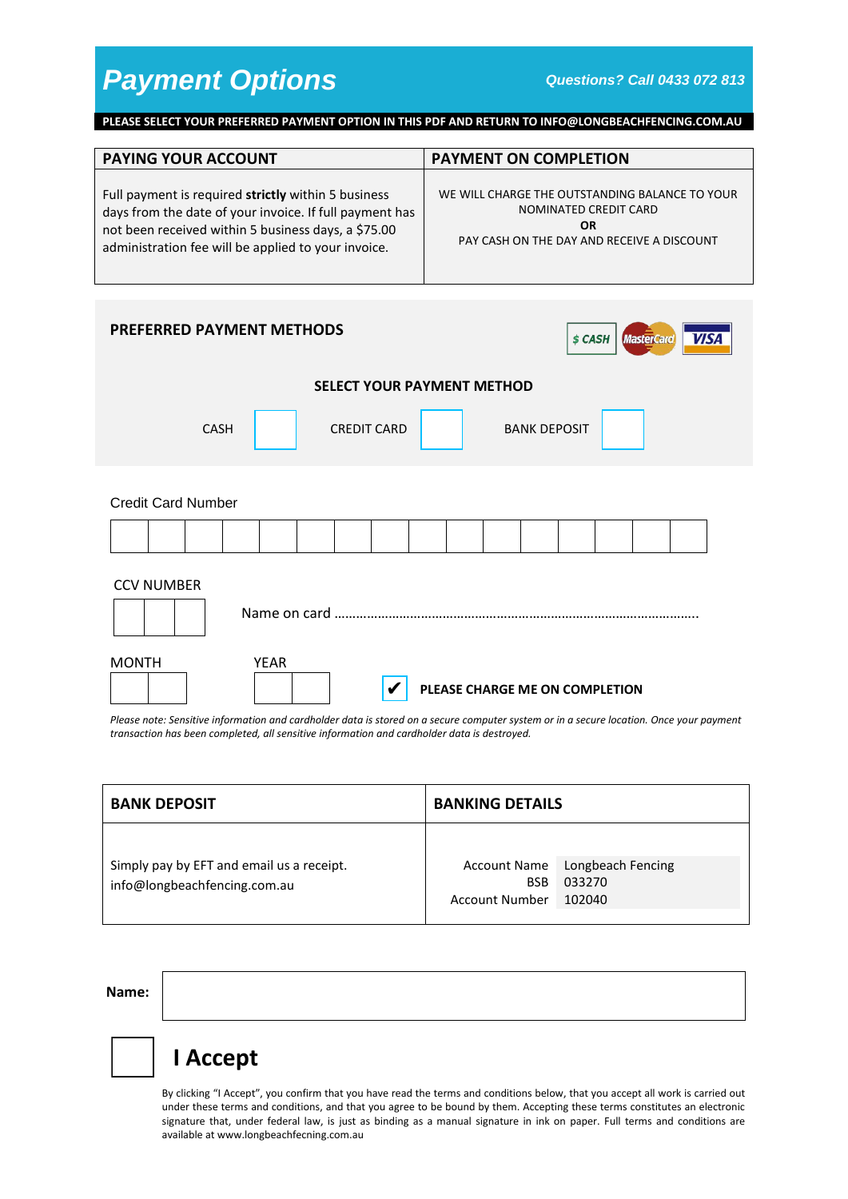# Payment Options

*Questions? Call 0433 072 813*

**PLEASE SELECT YOUR PREFERRED PAYMENT OPTION IN THIS PDF AND RETURN TO INFO@LONGBEACHFENCING.COM.AU**

| PAYING YOUR ACCOUNT | PAYMENT ON COMPLETION |
|---|---|
| Full payment is required **strictly** within 5 business days from the date of your invoice. If full payment has not been received within 5 business days, a $75.00 administration fee will be applied to your invoice. | WE WILL CHARGE THE OUTSTANDING BALANCE TO YOUR NOMINATED CREDIT CARD **OR** PAY CASH ON THE DAY AND RECEIVE A DISCOUNT |

## PREFERRED PAYMENT METHODS

$ CASH | MasterCard | VISA

**SELECT YOUR PAYMENT METHOD**

CASH ☐ CREDIT CARD ☐ BANK DEPOSIT ☐

Credit Card Number

| | | | | | | | | | | | | | | | |
|---|---|---|---|---|---|---|---|---|---|---|---|---|---|---|---|

CCV NUMBER

| | | |
|---|---|---|

Name on card ……………………………………………………………………………………….

MONTH

| | |
|---|---|

YEAR

| | |
|---|---|

☑ **PLEASE CHARGE ME ON COMPLETION**

*Please note: Sensitive information and cardholder data is stored on a secure computer system or in a secure location. Once your payment transaction has been completed, all sensitive information and cardholder data is destroyed.*

| BANK DEPOSIT | BANKING DETAILS |
|---|---|
| Simply pay by EFT and email us a receipt. info@longbeachfencing.com.au | Account Name: Longbeach Fencing<br>BSB: 033270<br>Account Number: 102040 |

**Name:**

☐ **I Accept**

By clicking "I Accept", you confirm that you have read the terms and conditions below, that you accept all work is carried out under these terms and conditions, and that you agree to be bound by them. Accepting these terms constitutes an electronic signature that, under federal law, is just as binding as a manual signature in ink on paper. Full terms and conditions are available at www.longbeachfecning.com.au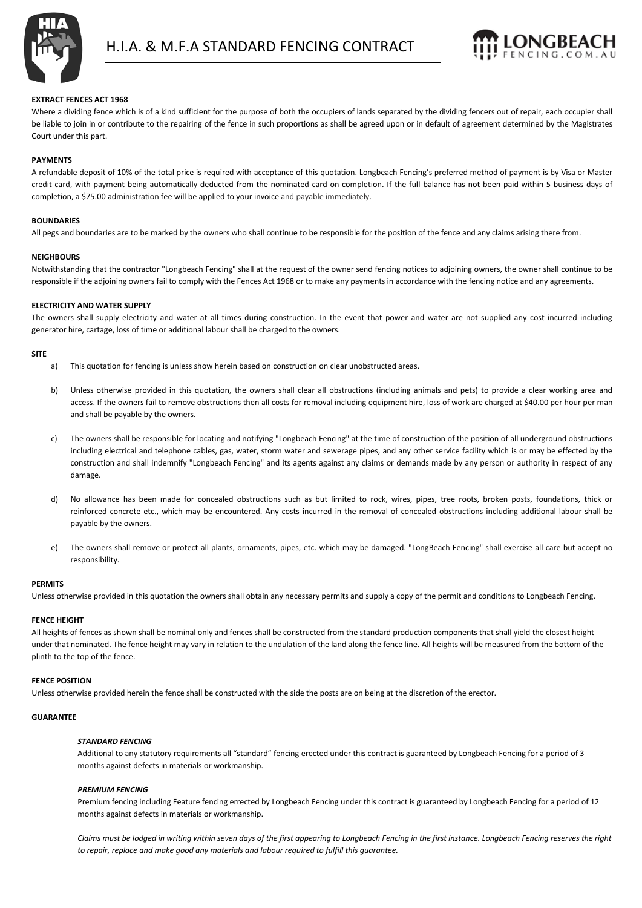# H.I.A. & M.F.A STANDARD FENCING CONTRACT

**EXTRACT FENCES ACT 1968**

Where a dividing fence which is of a kind sufficient for the purpose of both the occupiers of lands separated by the dividing fencers out of repair, each occupier shall be liable to join in or contribute to the repairing of the fence in such proportions as shall be agreed upon or in default of agreement determined by the Magistrates Court under this part.

**PAYMENTS**

A refundable deposit of 10% of the total price is required with acceptance of this quotation. Longbeach Fencing's preferred method of payment is by Visa or Master credit card, with payment being automatically deducted from the nominated card on completion. If the full balance has not been paid within 5 business days of completion, a $75.00 administration fee will be applied to your invoice and payable immediately.

**BOUNDARIES**

All pegs and boundaries are to be marked by the owners who shall continue to be responsible for the position of the fence and any claims arising there from.

**NEIGHBOURS**

Notwithstanding that the contractor "Longbeach Fencing" shall at the request of the owner send fencing notices to adjoining owners, the owner shall continue to be responsible if the adjoining owners fail to comply with the Fences Act 1968 or to make any payments in accordance with the fencing notice and any agreements.

**ELECTRICITY AND WATER SUPPLY**

The owners shall supply electricity and water at all times during construction. In the event that power and water are not supplied any cost incurred including generator hire, cartage, loss of time or additional labour shall be charged to the owners.

**SITE**

a) This quotation for fencing is unless show herein based on construction on clear unobstructed areas.

b) Unless otherwise provided in this quotation, the owners shall clear all obstructions (including animals and pets) to provide a clear working area and access. If the owners fail to remove obstructions then all costs for removal including equipment hire, loss of work are charged at $40.00 per hour per man and shall be payable by the owners.

c) The owners shall be responsible for locating and notifying "Longbeach Fencing" at the time of construction of the position of all underground obstructions including electrical and telephone cables, gas, water, storm water and sewerage pipes, and any other service facility which is or may be effected by the construction and shall indemnify "Longbeach Fencing" and its agents against any claims or demands made by any person or authority in respect of any damage.

d) No allowance has been made for concealed obstructions such as but limited to rock, wires, pipes, tree roots, broken posts, foundations, thick or reinforced concrete etc., which may be encountered. Any costs incurred in the removal of concealed obstructions including additional labour shall be payable by the owners.

e) The owners shall remove or protect all plants, ornaments, pipes, etc. which may be damaged. "LongBeach Fencing" shall exercise all care but accept no responsibility.

**PERMITS**

Unless otherwise provided in this quotation the owners shall obtain any necessary permits and supply a copy of the permit and conditions to Longbeach Fencing.

**FENCE HEIGHT**

All heights of fences as shown shall be nominal only and fences shall be constructed from the standard production components that shall yield the closest height under that nominated. The fence height may vary in relation to the undulation of the land along the fence line. All heights will be measured from the bottom of the plinth to the top of the fence.

**FENCE POSITION**

Unless otherwise provided herein the fence shall be constructed with the side the posts are on being at the discretion of the erector.

**GUARANTEE**

***STANDARD FENCING***

Additional to any statutory requirements all "standard" fencing erected under this contract is guaranteed by Longbeach Fencing for a period of 3 months against defects in materials or workmanship.

***PREMIUM FENCING***

Premium fencing including Feature fencing errected by Longbeach Fencing under this contract is guaranteed by Longbeach Fencing for a period of 12 months against defects in materials or workmanship.

*Claims must be lodged in writing within seven days of the first appearing to Longbeach Fencing in the first instance. Longbeach Fencing reserves the right to repair, replace and make good any materials and labour required to fulfill this guarantee.*